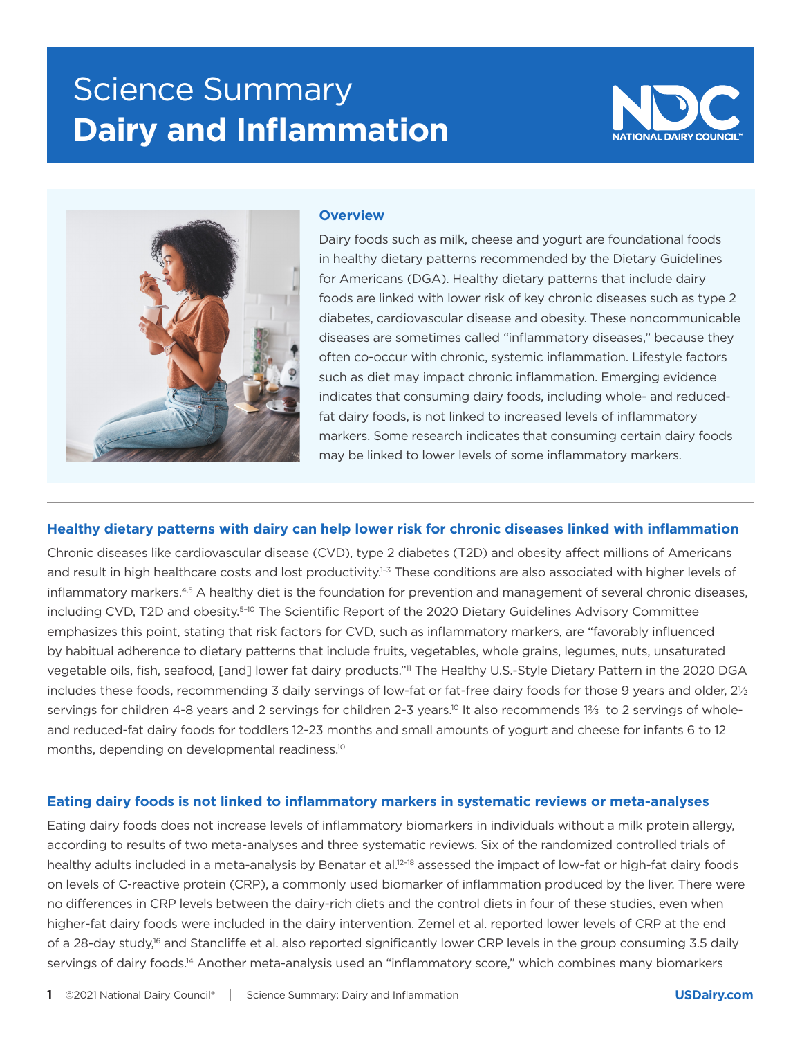# Science Summary
# Dairy and Inflammation

NDC NATIONAL DAIRY COUNCIL™

## Overview

Dairy foods such as milk, cheese and yogurt are foundational foods in healthy dietary patterns recommended by the Dietary Guidelines for Americans (DGA). Healthy dietary patterns that include dairy foods are linked with lower risk of key chronic diseases such as type 2 diabetes, cardiovascular disease and obesity. These noncommunicable diseases are sometimes called "inflammatory diseases," because they often co-occur with chronic, systemic inflammation. Lifestyle factors such as diet may impact chronic inflammation. Emerging evidence indicates that consuming dairy foods, including whole- and reduced-fat dairy foods, is not linked to increased levels of inflammatory markers. Some research indicates that consuming certain dairy foods may be linked to lower levels of some inflammatory markers.

## Healthy dietary patterns with dairy can help lower risk for chronic diseases linked with inflammation

Chronic diseases like cardiovascular disease (CVD), type 2 diabetes (T2D) and obesity affect millions of Americans and result in high healthcare costs and lost productivity.[1–3] These conditions are also associated with higher levels of inflammatory markers.[4,5] A healthy diet is the foundation for prevention and management of several chronic diseases, including CVD, T2D and obesity.[5–10] The Scientific Report of the 2020 Dietary Guidelines Advisory Committee emphasizes this point, stating that risk factors for CVD, such as inflammatory markers, are "favorably influenced by habitual adherence to dietary patterns that include fruits, vegetables, whole grains, legumes, nuts, unsaturated vegetable oils, fish, seafood, [and] lower fat dairy products."[11] The Healthy U.S.-Style Dietary Pattern in the 2020 DGA includes these foods, recommending 3 daily servings of low-fat or fat-free dairy foods for those 9 years and older, 2½ servings for children 4-8 years and 2 servings for children 2-3 years.[10] It also recommends 1⅔ to 2 servings of whole- and reduced-fat dairy foods for toddlers 12-23 months and small amounts of yogurt and cheese for infants 6 to 12 months, depending on developmental readiness.[10]

## Eating dairy foods is not linked to inflammatory markers in systematic reviews or meta-analyses

Eating dairy foods does not increase levels of inflammatory biomarkers in individuals without a milk protein allergy, according to results of two meta-analyses and three systematic reviews. Six of the randomized controlled trials of healthy adults included in a meta-analysis by Benatar et al.[12–18] assessed the impact of low-fat or high-fat dairy foods on levels of C-reactive protein (CRP), a commonly used biomarker of inflammation produced by the liver. There were no differences in CRP levels between the dairy-rich diets and the control diets in four of these studies, even when higher-fat dairy foods were included in the dairy intervention. Zemel et al. reported lower levels of CRP at the end of a 28-day study,[16] and Stancliffe et al. also reported significantly lower CRP levels in the group consuming 3.5 daily servings of dairy foods.[14] Another meta-analysis used an "inflammatory score," which combines many biomarkers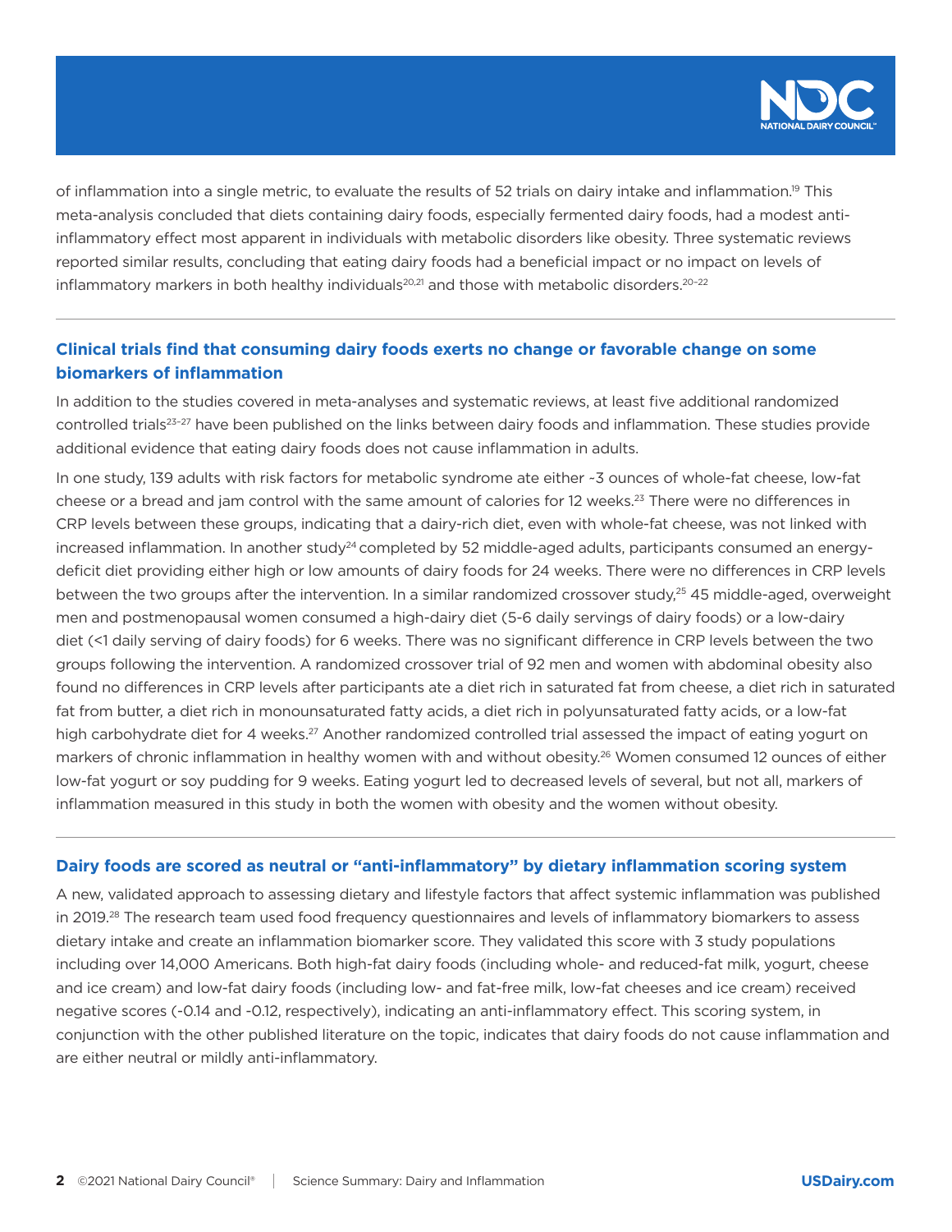of inflammation into a single metric, to evaluate the results of 52 trials on dairy intake and inflammation.[19] This meta-analysis concluded that diets containing dairy foods, especially fermented dairy foods, had a modest anti-inflammatory effect most apparent in individuals with metabolic disorders like obesity. Three systematic reviews reported similar results, concluding that eating dairy foods had a beneficial impact or no impact on levels of inflammatory markers in both healthy individuals[20,21] and those with metabolic disorders.[20–22]

## Clinical trials find that consuming dairy foods exerts no change or favorable change on some biomarkers of inflammation

In addition to the studies covered in meta-analyses and systematic reviews, at least five additional randomized controlled trials[23–27] have been published on the links between dairy foods and inflammation. These studies provide additional evidence that eating dairy foods does not cause inflammation in adults.

In one study, 139 adults with risk factors for metabolic syndrome ate either ~3 ounces of whole-fat cheese, low-fat cheese or a bread and jam control with the same amount of calories for 12 weeks.[23] There were no differences in CRP levels between these groups, indicating that a dairy-rich diet, even with whole-fat cheese, was not linked with increased inflammation. In another study[24] completed by 52 middle-aged adults, participants consumed an energy-deficit diet providing either high or low amounts of dairy foods for 24 weeks. There were no differences in CRP levels between the two groups after the intervention. In a similar randomized crossover study,[25] 45 middle-aged, overweight men and postmenopausal women consumed a high-dairy diet (5-6 daily servings of dairy foods) or a low-dairy diet (<1 daily serving of dairy foods) for 6 weeks. There was no significant difference in CRP levels between the two groups following the intervention. A randomized crossover trial of 92 men and women with abdominal obesity also found no differences in CRP levels after participants ate a diet rich in saturated fat from cheese, a diet rich in saturated fat from butter, a diet rich in monounsaturated fatty acids, a diet rich in polyunsaturated fatty acids, or a low-fat high carbohydrate diet for 4 weeks.[27] Another randomized controlled trial assessed the impact of eating yogurt on markers of chronic inflammation in healthy women with and without obesity.[26] Women consumed 12 ounces of either low-fat yogurt or soy pudding for 9 weeks. Eating yogurt led to decreased levels of several, but not all, markers of inflammation measured in this study in both the women with obesity and the women without obesity.

## Dairy foods are scored as neutral or "anti-inflammatory" by dietary inflammation scoring system

A new, validated approach to assessing dietary and lifestyle factors that affect systemic inflammation was published in 2019.[28] The research team used food frequency questionnaires and levels of inflammatory biomarkers to assess dietary intake and create an inflammation biomarker score. They validated this score with 3 study populations including over 14,000 Americans. Both high-fat dairy foods (including whole- and reduced-fat milk, yogurt, cheese and ice cream) and low-fat dairy foods (including low- and fat-free milk, low-fat cheeses and ice cream) received negative scores (-0.14 and -0.12, respectively), indicating an anti-inflammatory effect. This scoring system, in conjunction with the other published literature on the topic, indicates that dairy foods do not cause inflammation and are either neutral or mildly anti-inflammatory.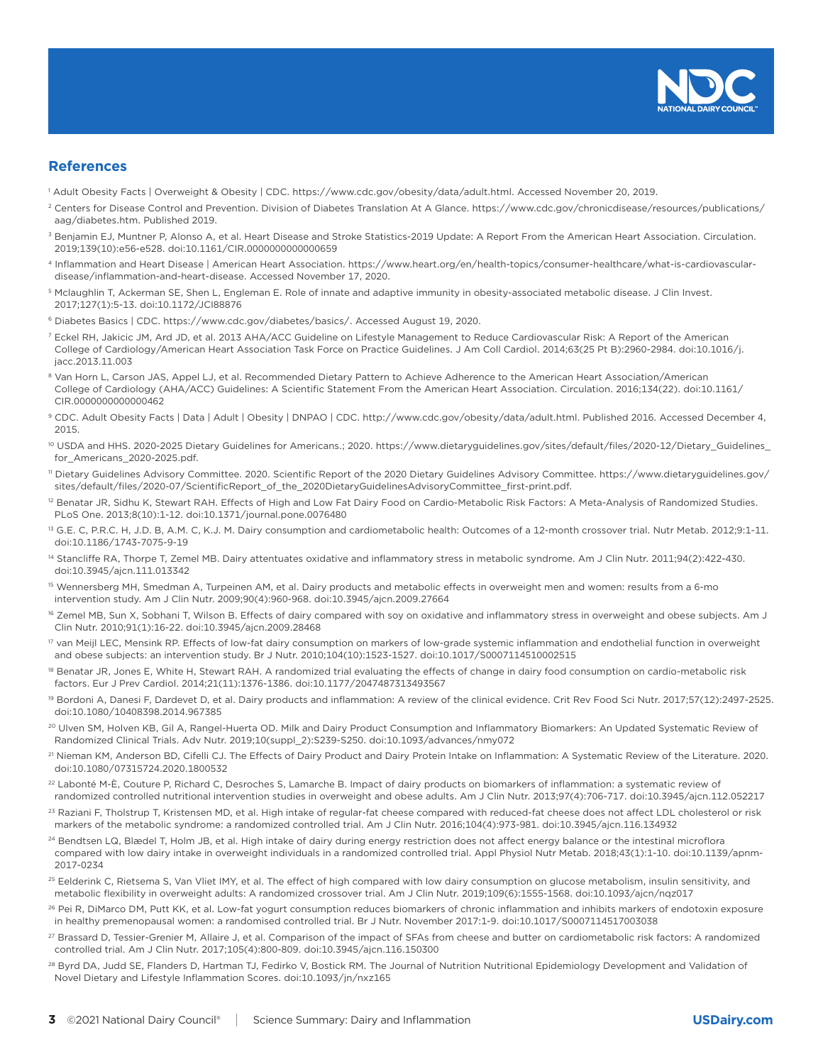## References

1. Adult Obesity Facts | Overweight & Obesity | CDC. https://www.cdc.gov/obesity/data/adult.html. Accessed November 20, 2019.
2. Centers for Disease Control and Prevention. Division of Diabetes Translation At A Glance. https://www.cdc.gov/chronicdisease/resources/publications/aag/diabetes.htm. Published 2019.
3. Benjamin EJ, Muntner P, Alonso A, et al. Heart Disease and Stroke Statistics-2019 Update: A Report From the American Heart Association. Circulation. 2019;139(10):e56-e528. doi:10.1161/CIR.0000000000000659
4. Inflammation and Heart Disease | American Heart Association. https://www.heart.org/en/health-topics/consumer-healthcare/what-is-cardiovascular-disease/inflammation-and-heart-disease. Accessed November 17, 2020.
5. Mclaughlin T, Ackerman SE, Shen L, Engleman E. Role of innate and adaptive immunity in obesity-associated metabolic disease. J Clin Invest. 2017;127(1):5-13. doi:10.1172/JCI88876
6. Diabetes Basics | CDC. https://www.cdc.gov/diabetes/basics/. Accessed August 19, 2020.
7. Eckel RH, Jakicic JM, Ard JD, et al. 2013 AHA/ACC Guideline on Lifestyle Management to Reduce Cardiovascular Risk: A Report of the American College of Cardiology/American Heart Association Task Force on Practice Guidelines. J Am Coll Cardiol. 2014;63(25 Pt B):2960-2984. doi:10.1016/j.jacc.2013.11.003
8. Van Horn L, Carson JAS, Appel LJ, et al. Recommended Dietary Pattern to Achieve Adherence to the American Heart Association/American College of Cardiology (AHA/ACC) Guidelines: A Scientific Statement From the American Heart Association. Circulation. 2016;134(22). doi:10.1161/CIR.0000000000000462
9. CDC. Adult Obesity Facts | Data | Adult | Obesity | DNPAO | CDC. http://www.cdc.gov/obesity/data/adult.html. Published 2016. Accessed December 4, 2015.
10. USDA and HHS. 2020-2025 Dietary Guidelines for Americans.; 2020. https://www.dietaryguidelines.gov/sites/default/files/2020-12/Dietary_Guidelines_for_Americans_2020-2025.pdf.
11. Dietary Guidelines Advisory Committee. 2020. Scientific Report of the 2020 Dietary Guidelines Advisory Committee. https://www.dietaryguidelines.gov/sites/default/files/2020-07/ScientificReport_of_the_2020DietaryGuidelinesAdvisoryCommittee_first-print.pdf.
12. Benatar JR, Sidhu K, Stewart RAH. Effects of High and Low Fat Dairy Food on Cardio-Metabolic Risk Factors: A Meta-Analysis of Randomized Studies. PLoS One. 2013;8(10):1-12. doi:10.1371/journal.pone.0076480
13. G.E. C, P.R.C. H, J.D. B, A.M. C, K.J. M. Dairy consumption and cardiometabolic health: Outcomes of a 12-month crossover trial. Nutr Metab. 2012;9:1-11. doi:10.1186/1743-7075-9-19
14. Stancliffe RA, Thorpe T, Zemel MB. Dairy attentuates oxidative and inflammatory stress in metabolic syndrome. Am J Clin Nutr. 2011;94(2):422-430. doi:10.3945/ajcn.111.013342
15. Wennersberg MH, Smedman A, Turpeinen AM, et al. Dairy products and metabolic effects in overweight men and women: results from a 6-mo intervention study. Am J Clin Nutr. 2009;90(4):960-968. doi:10.3945/ajcn.2009.27664
16. Zemel MB, Sun X, Sobhani T, Wilson B. Effects of dairy compared with soy on oxidative and inflammatory stress in overweight and obese subjects. Am J Clin Nutr. 2010;91(1):16-22. doi:10.3945/ajcn.2009.28468
17. van Meijl LEC, Mensink RP. Effects of low-fat dairy consumption on markers of low-grade systemic inflammation and endothelial function in overweight and obese subjects: an intervention study. Br J Nutr. 2010;104(10):1523-1527. doi:10.1017/S0007114510002515
18. Benatar JR, Jones E, White H, Stewart RAH. A randomized trial evaluating the effects of change in dairy food consumption on cardio-metabolic risk factors. Eur J Prev Cardiol. 2014;21(11):1376-1386. doi:10.1177/2047487313493567
19. Bordoni A, Danesi F, Dardevet D, et al. Dairy products and inflammation: A review of the clinical evidence. Crit Rev Food Sci Nutr. 2017;57(12):2497-2525. doi:10.1080/10408398.2014.967385
20. Ulven SM, Holven KB, Gil A, Rangel-Huerta OD. Milk and Dairy Product Consumption and Inflammatory Biomarkers: An Updated Systematic Review of Randomized Clinical Trials. Adv Nutr. 2019;10(suppl_2):S239-S250. doi:10.1093/advances/nmy072
21. Nieman KM, Anderson BD, Cifelli CJ. The Effects of Dairy Product and Dairy Protein Intake on Inflammation: A Systematic Review of the Literature. 2020. doi:10.1080/07315724.2020.1800532
22. Labonté M-È, Couture P, Richard C, Desroches S, Lamarche B. Impact of dairy products on biomarkers of inflammation: a systematic review of randomized controlled nutritional intervention studies in overweight and obese adults. Am J Clin Nutr. 2013;97(4):706-717. doi:10.3945/ajcn.112.052217
23. Raziani F, Tholstrup T, Kristensen MD, et al. High intake of regular-fat cheese compared with reduced-fat cheese does not affect LDL cholesterol or risk markers of the metabolic syndrome: a randomized controlled trial. Am J Clin Nutr. 2016;104(4):973-981. doi:10.3945/ajcn.116.134932
24. Bendtsen LQ, Blædel T, Holm JB, et al. High intake of dairy during energy restriction does not affect energy balance or the intestinal microflora compared with low dairy intake in overweight individuals in a randomized controlled trial. Appl Physiol Nutr Metab. 2018;43(1):1-10. doi:10.1139/apnm-2017-0234
25. Eelderink C, Rietsema S, Van Vliet IMY, et al. The effect of high compared with low dairy consumption on glucose metabolism, insulin sensitivity, and metabolic flexibility in overweight adults: A randomized crossover trial. Am J Clin Nutr. 2019;109(6):1555-1568. doi:10.1093/ajcn/nqz017
26. Pei R, DiMarco DM, Putt KK, et al. Low-fat yogurt consumption reduces biomarkers of chronic inflammation and inhibits markers of endotoxin exposure in healthy premenopausal women: a randomised controlled trial. Br J Nutr. November 2017:1-9. doi:10.1017/S0007114517003038
27. Brassard D, Tessier-Grenier M, Allaire J, et al. Comparison of the impact of SFAs from cheese and butter on cardiometabolic risk factors: A randomized controlled trial. Am J Clin Nutr. 2017;105(4):800-809. doi:10.3945/ajcn.116.150300
28. Byrd DA, Judd SE, Flanders D, Hartman TJ, Fedirko V, Bostick RM. The Journal of Nutrition Nutritional Epidemiology Development and Validation of Novel Dietary and Lifestyle Inflammation Scores. doi:10.1093/jn/nxz165